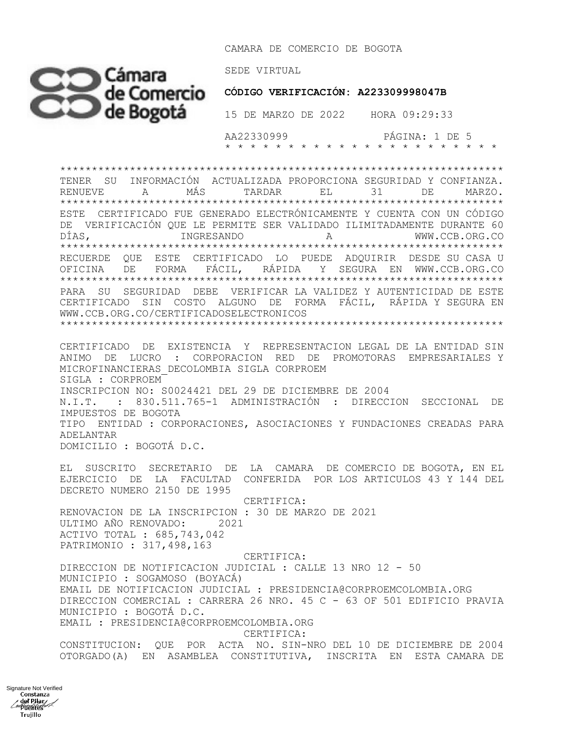CAMARA DE COMERCIO DE BOGOTA

SEDE VIRTUAL

**CÓDIGO VERIFICACIÓN: A223309998047B**

15 DE MARZO DE 2022    HORA 09:29:33

AA22330999

\* \* \* \* \* \* \* \* \* \* \* \* \* \* \* \* \* \* \* \* \* \* \* \* \*

\*\*\*\*\*\*\*\*\*\*\*\*\*\*\*\*\*\*\*\*\*\*\*\*\*\*\*\*\*\*\*\*\*\*\*\*\*\*\*\*\*\*\*\*\*\*\*\*\*\*\*\*\*\*\*\*\*\*\*\*\*\*\*\*\*\*

TENER SU INFORMACIÓN ACTUALIZADA PROPORCIONA SEGURIDAD Y CONFIANZA. RENUEVE A MÁS TARDAR EL 31 DE MARZO.

\*\*\*\*\*\*\*\*\*\*\*\*\*\*\*\*\*\*\*\*\*\*\*\*\*\*\*\*\*\*\*\*\*\*\*\*\*\*\*\*\*\*\*\*\*\*\*\*\*\*\*\*\*\*\*\*\*\*\*\*\*\*\*\*\*\*

ESTE CERTIFICADO FUE GENERADO ELECTRÓNICAMENTE Y CUENTA CON UN CÓDIGO DE VERIFICACIÓN QUE LE PERMITE SER VALIDADO ILIMITADAMENTE DURANTE 60 DÍAS, INGRESANDO A WWW.CCB.ORG.CO

\*\*\*\*\*\*\*\*\*\*\*\*\*\*\*\*\*\*\*\*\*\*\*\*\*\*\*\*\*\*\*\*\*\*\*\*\*\*\*\*\*\*\*\*\*\*\*\*\*\*\*\*\*\*\*\*\*\*\*\*\*\*\*\*\*\*

RECUERDE QUE ESTE CERTIFICADO LO PUEDE ADQUIRIR DESDE SU CASA U OFICINA DE FORMA FÁCIL, RÁPIDA Y SEGURA EN WWW.CCB.ORG.CO

\*\*\*\*\*\*\*\*\*\*\*\*\*\*\*\*\*\*\*\*\*\*\*\*\*\*\*\*\*\*\*\*\*\*\*\*\*\*\*\*\*\*\*\*\*\*\*\*\*\*\*\*\*\*\*\*\*\*\*\*\*\*\*\*\*\*

PARA SU SEGURIDAD DEBE VERIFICAR LA VALIDEZ Y AUTENTICIDAD DE ESTE CERTIFICADO SIN COSTO ALGUNO DE FORMA FÁCIL, RÁPIDA Y SEGURA EN WWW.CCB.ORG.CO/CERTIFICADOSELECTRONICOS

\*\*\*\*\*\*\*\*\*\*\*\*\*\*\*\*\*\*\*\*\*\*\*\*\*\*\*\*\*\*\*\*\*\*\*\*\*\*\*\*\*\*\*\*\*\*\*\*\*\*\*\*\*\*\*\*\*\*\*\*\*\*\*\*\*\*

CERTIFICADO DE EXISTENCIA Y REPRESENTACION LEGAL DE LA ENTIDAD SIN ANIMO DE LUCRO : CORPORACION RED DE PROMOTORAS EMPRESARIALES Y MICROFINANCIERAS_DECOLOMBIA SIGLA CORPROEM
SIGLA : CORPROEM
INSCRIPCION NO: S0024421 DEL 29 DE DICIEMBRE DE 2004
N.I.T. : 830.511.765-1 ADMINISTRACIÓN : DIRECCION SECCIONAL DE IMPUESTOS DE BOGOTA
TIPO ENTIDAD : CORPORACIONES, ASOCIACIONES Y FUNDACIONES CREADAS PARA ADELANTAR
DOMICILIO : BOGOTÁ D.C.

EL SUSCRITO SECRETARIO DE LA CAMARA DE COMERCIO DE BOGOTA, EN EL EJERCICIO DE LA FACULTAD CONFERIDA POR LOS ARTICULOS 43 Y 144 DEL DECRETO NUMERO 2150 DE 1995

CERTIFICA:

RENOVACION DE LA INSCRIPCION : 30 DE MARZO DE 2021
ULTIMO AÑO RENOVADO: 2021
ACTIVO TOTAL : 685,743,042
PATRIMONIO : 317,498,163

CERTIFICA:

DIRECCION DE NOTIFICACION JUDICIAL : CALLE 13 NRO 12 - 50
MUNICIPIO : SOGAMOSO (BOYACÁ)
EMAIL DE NOTIFICACION JUDICIAL : PRESIDENCIA@CORPROEMCOLOMBIA.ORG
DIRECCION COMERCIAL : CARRERA 26 NRO. 45 C - 63 OF 501 EDIFICIO PRAVIA
MUNICIPIO : BOGOTÁ D.C.
EMAIL : PRESIDENCIA@CORPROEMCOLOMBIA.ORG

CERTIFICA:

CONSTITUCION: QUE POR ACTA NO. SIN-NRO DEL 10 DE DICIEMBRE DE 2004 OTORGADO(A) EN ASAMBLEA CONSTITUTIVA, INSCRITA EN ESTA CAMARA DE

Signature Not Verified
Constanza del Pilar Puentes Trujillo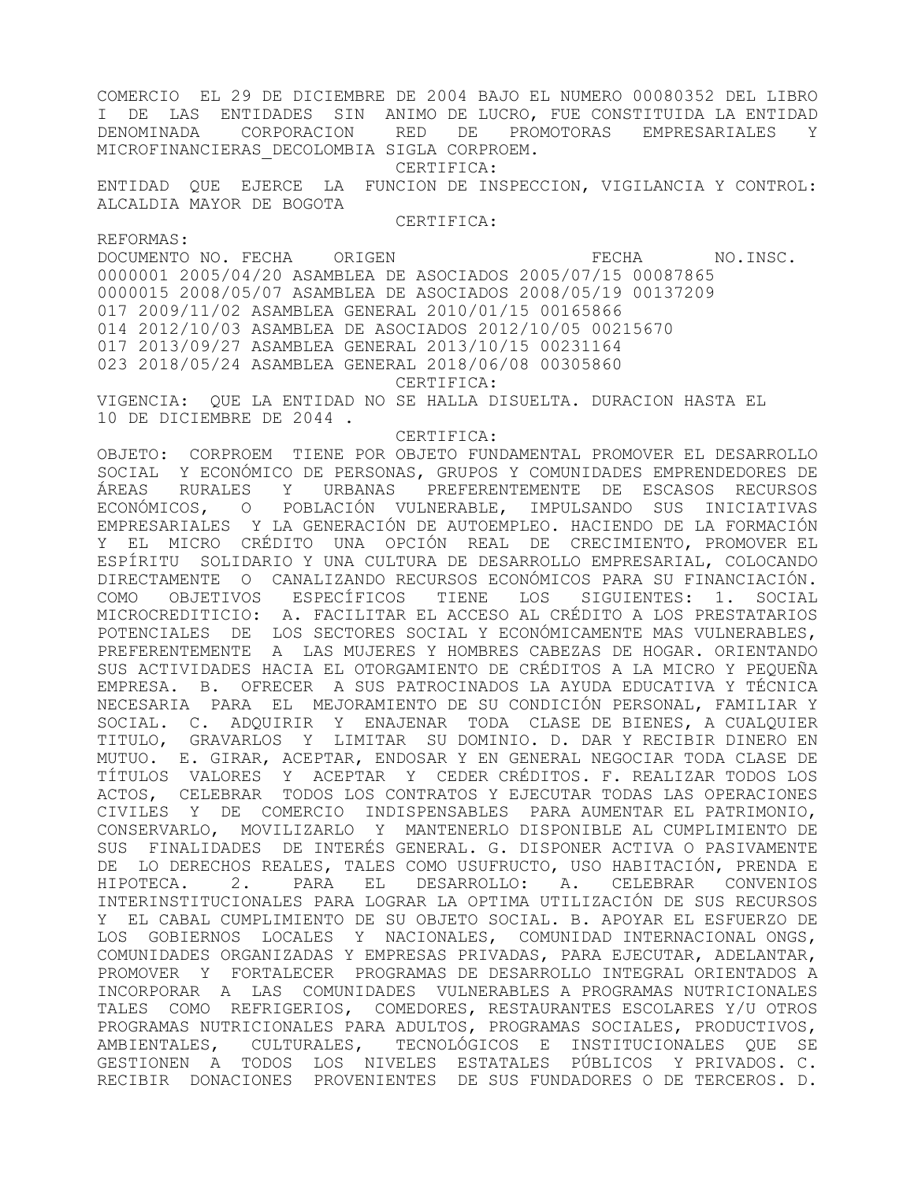COMERCIO EL 29 DE DICIEMBRE DE 2004 BAJO EL NUMERO 00080352 DEL LIBRO I DE LAS ENTIDADES SIN ANIMO DE LUCRO, FUE CONSTITUIDA LA ENTIDAD DENOMINADA CORPORACION RED DE PROMOTORAS EMPRESARIALES Y MICROFINANCIERAS_DECOLOMBIA SIGLA CORPROEM.

CERTIFICA:

ENTIDAD QUE EJERCE LA FUNCION DE INSPECCION, VIGILANCIA Y CONTROL: ALCALDIA MAYOR DE BOGOTA

CERTIFICA:

REFORMAS:

| DOCUMENTO NO. | FECHA | ORIGEN | FECHA | NO.INSC. |
|---|---|---|---|---|
| 0000001 | 2005/04/20 | ASAMBLEA DE ASOCIADOS | 2005/07/15 | 00087865 |
| 0000015 | 2008/05/07 | ASAMBLEA DE ASOCIADOS | 2008/05/19 | 00137209 |
| 017 | 2009/11/02 | ASAMBLEA GENERAL | 2010/01/15 | 00165866 |
| 014 | 2012/10/03 | ASAMBLEA DE ASOCIADOS | 2012/10/05 | 00215670 |
| 017 | 2013/09/27 | ASAMBLEA GENERAL | 2013/10/15 | 00231164 |
| 023 | 2018/05/24 | ASAMBLEA GENERAL | 2018/06/08 | 00305860 |

CERTIFICA:

VIGENCIA: QUE LA ENTIDAD NO SE HALLA DISUELTA. DURACION HASTA EL 10 DE DICIEMBRE DE 2044 .

CERTIFICA:

OBJETO: CORPROEM TIENE POR OBJETO FUNDAMENTAL PROMOVER EL DESARROLLO SOCIAL Y ECONÓMICO DE PERSONAS, GRUPOS Y COMUNIDADES EMPRENDEDORES DE ÁREAS RURALES Y URBANAS PREFERENTEMENTE DE ESCASOS RECURSOS ECONÓMICOS, O POBLACIÓN VULNERABLE, IMPULSANDO SUS INICIATIVAS EMPRESARIALES Y LA GENERACIÓN DE AUTOEMPLEO. HACIENDO DE LA FORMACIÓN Y EL MICRO CRÉDITO UNA OPCIÓN REAL DE CRECIMIENTO, PROMOVER EL ESPÍRITU SOLIDARIO Y UNA CULTURA DE DESARROLLO EMPRESARIAL, COLOCANDO DIRECTAMENTE O CANALIZANDO RECURSOS ECONÓMICOS PARA SU FINANCIACIÓN. COMO OBJETIVOS ESPECÍFICOS TIENE LOS SIGUIENTES: 1. SOCIAL MICROCREDITICIO: A. FACILITAR EL ACCESO AL CRÉDITO A LOS PRESTATARIOS POTENCIALES DE LOS SECTORES SOCIAL Y ECONÓMICAMENTE MAS VULNERABLES, PREFERENTEMENTE A LAS MUJERES Y HOMBRES CABEZAS DE HOGAR. ORIENTANDO SUS ACTIVIDADES HACIA EL OTORGAMIENTO DE CRÉDITOS A LA MICRO Y PEQUEÑA EMPRESA. B. OFRECER A SUS PATROCINADOS LA AYUDA EDUCATIVA Y TÉCNICA NECESARIA PARA EL MEJORAMIENTO DE SU CONDICIÓN PERSONAL, FAMILIAR Y SOCIAL. C. ADQUIRIR Y ENAJENAR TODA CLASE DE BIENES, A CUALQUIER TITULO, GRAVARLOS Y LIMITAR SU DOMINIO. D. DAR Y RECIBIR DINERO EN MUTUO. E. GIRAR, ACEPTAR, ENDOSAR Y EN GENERAL NEGOCIAR TODA CLASE DE TÍTULOS VALORES Y ACEPTAR Y CEDER CRÉDITOS. F. REALIZAR TODOS LOS ACTOS, CELEBRAR TODOS LOS CONTRATOS Y EJECUTAR TODAS LAS OPERACIONES CIVILES Y DE COMERCIO INDISPENSABLES PARA AUMENTAR EL PATRIMONIO, CONSERVARLO, MOVILIZARLO Y MANTENERLO DISPONIBLE AL CUMPLIMIENTO DE SUS FINALIDADES DE INTERÉS GENERAL. G. DISPONER ACTIVA O PASIVAMENTE DE LO DERECHOS REALES, TALES COMO USUFRUCTO, USO HABITACIÓN, PRENDA E HIPOTECA. 2. PARA EL DESARROLLO: A. CELEBRAR CONVENIOS INTERINSTITUCIONALES PARA LOGRAR LA OPTIMA UTILIZACIÓN DE SUS RECURSOS Y EL CABAL CUMPLIMIENTO DE SU OBJETO SOCIAL. B. APOYAR EL ESFUERZO DE LOS GOBIERNOS LOCALES Y NACIONALES, COMUNIDAD INTERNACIONAL ONGS, COMUNIDADES ORGANIZADAS Y EMPRESAS PRIVADAS, PARA EJECUTAR, ADELANTAR, PROMOVER Y FORTALECER PROGRAMAS DE DESARROLLO INTEGRAL ORIENTADOS A INCORPORAR A LAS COMUNIDADES VULNERABLES A PROGRAMAS NUTRICIONALES TALES COMO REFRIGERIOS, COMEDORES, RESTAURANTES ESCOLARES Y/U OTROS PROGRAMAS NUTRICIONALES PARA ADULTOS, PROGRAMAS SOCIALES, PRODUCTIVOS, AMBIENTALES, CULTURALES, TECNOLÓGICOS E INSTITUCIONALES QUE SE GESTIONEN A TODOS LOS NIVELES ESTATALES PÚBLICOS Y PRIVADOS. C. RECIBIR DONACIONES PROVENIENTES DE SUS FUNDADORES O DE TERCEROS. D.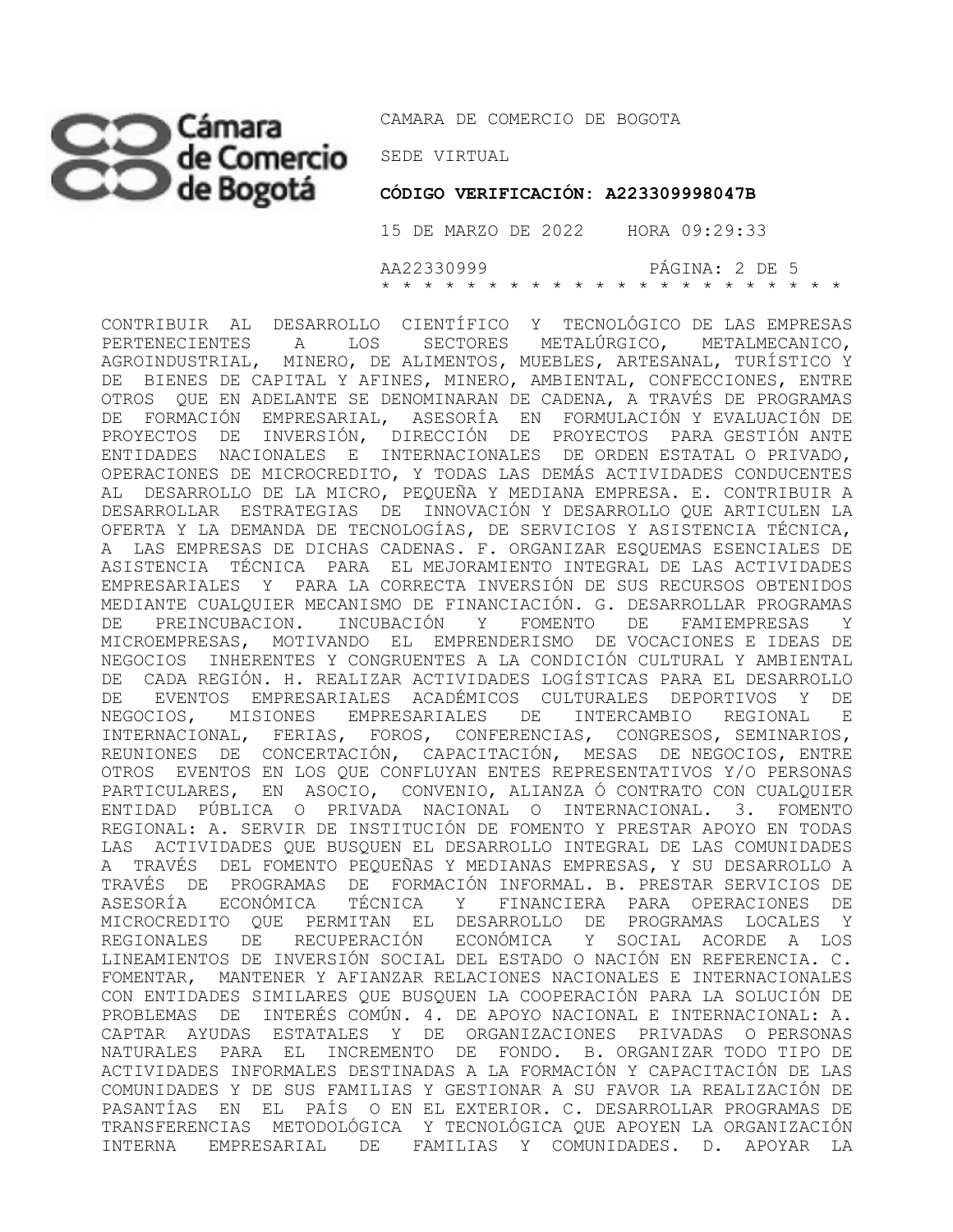CONTRIBUIR AL DESARROLLO CIENTÍFICO Y TECNOLÓGICO DE LAS EMPRESAS PERTENECIENTES A LOS SECTORES METALÚRGICO, METALMECANICO, AGROINDUSTRIAL, MINERO, DE ALIMENTOS, MUEBLES, ARTESANAL, TURÍSTICO Y DE BIENES DE CAPITAL Y AFINES, MINERO, AMBIENTAL, CONFECCIONES, ENTRE OTROS QUE EN ADELANTE SE DENOMINARAN DE CADENA, A TRAVÉS DE PROGRAMAS DE FORMACIÓN EMPRESARIAL, ASESORÍA EN FORMULACIÓN Y EVALUACIÓN DE PROYECTOS DE INVERSIÓN, DIRECCIÓN DE PROYECTOS PARA GESTIÓN ANTE ENTIDADES NACIONALES E INTERNACIONALES DE ORDEN ESTATAL O PRIVADO, OPERACIONES DE MICROCREDITO, Y TODAS LAS DEMÁS ACTIVIDADES CONDUCENTES AL DESARROLLO DE LA MICRO, PEQUEÑA Y MEDIANA EMPRESA. E. CONTRIBUIR A DESARROLLAR ESTRATEGIAS DE INNOVACIÓN Y DESARROLLO QUE ARTICULEN LA OFERTA Y LA DEMANDA DE TECNOLOGÍAS, DE SERVICIOS Y ASISTENCIA TÉCNICA, A LAS EMPRESAS DE DICHAS CADENAS. F. ORGANIZAR ESQUEMAS ESENCIALES DE ASISTENCIA TÉCNICA PARA EL MEJORAMIENTO INTEGRAL DE LAS ACTIVIDADES EMPRESARIALES Y PARA LA CORRECTA INVERSIÓN DE SUS RECURSOS OBTENIDOS MEDIANTE CUALQUIER MECANISMO DE FINANCIACIÓN. G. DESARROLLAR PROGRAMAS DE PREINCUBACION. INCUBACIÓN Y FOMENTO DE FAMIEMPRESAS Y MICROEMPRESAS, MOTIVANDO EL EMPRENDERISMO DE VOCACIONES E IDEAS DE NEGOCIOS INHERENTES Y CONGRUENTES A LA CONDICIÓN CULTURAL Y AMBIENTAL DE CADA REGIÓN. H. REALIZAR ACTIVIDADES LOGÍSTICAS PARA EL DESARROLLO DE EVENTOS EMPRESARIALES ACADÉMICOS CULTURALES DEPORTIVOS Y DE NEGOCIOS, MISIONES EMPRESARIALES DE INTERCAMBIO REGIONAL E INTERNACIONAL, FERIAS, FOROS, CONFERENCIAS, CONGRESOS, SEMINARIOS, REUNIONES DE CONCERTACIÓN, CAPACITACIÓN, MESAS DE NEGOCIOS, ENTRE OTROS EVENTOS EN LOS QUE CONFLUYAN ENTES REPRESENTATIVOS Y/O PERSONAS PARTICULARES, EN ASOCIO, CONVENIO, ALIANZA Ó CONTRATO CON CUALQUIER ENTIDAD PÚBLICA O PRIVADA NACIONAL O INTERNACIONAL. 3. FOMENTO REGIONAL: A. SERVIR DE INSTITUCIÓN DE FOMENTO Y PRESTAR APOYO EN TODAS LAS ACTIVIDADES QUE BUSQUEN EL DESARROLLO INTEGRAL DE LAS COMUNIDADES A TRAVÉS DEL FOMENTO PEQUEÑAS Y MEDIANAS EMPRESAS, Y SU DESARROLLO A TRAVÉS DE PROGRAMAS DE FORMACIÓN INFORMAL. B. PRESTAR SERVICIOS DE ASESORÍA ECONÓMICA TÉCNICA Y FINANCIERA PARA OPERACIONES DE MICROCREDITO QUE PERMITAN EL DESARROLLO DE PROGRAMAS LOCALES Y REGIONALES DE RECUPERACIÓN ECONÓMICA Y SOCIAL ACORDE A LOS LINEAMIENTOS DE INVERSIÓN SOCIAL DEL ESTADO O NACIÓN EN REFERENCIA. C. FOMENTAR, MANTENER Y AFIANZAR RELACIONES NACIONALES E INTERNACIONALES CON ENTIDADES SIMILARES QUE BUSQUEN LA COOPERACIÓN PARA LA SOLUCIÓN DE PROBLEMAS DE INTERÉS COMÚN. 4. DE APOYO NACIONAL E INTERNACIONAL: A. CAPTAR AYUDAS ESTATALES Y DE ORGANIZACIONES PRIVADAS O PERSONAS NATURALES PARA EL INCREMENTO DE FONDO. B. ORGANIZAR TODO TIPO DE ACTIVIDADES INFORMALES DESTINADAS A LA FORMACIÓN Y CAPACITACIÓN DE LAS COMUNIDADES Y DE SUS FAMILIAS Y GESTIONAR A SU FAVOR LA REALIZACIÓN DE PASANTÍAS EN EL PAÍS O EN EL EXTERIOR. C. DESARROLLAR PROGRAMAS DE TRANSFERENCIAS METODOLÓGICA Y TECNOLÓGICA QUE APOYEN LA ORGANIZACIÓN INTERNA EMPRESARIAL DE FAMILIAS Y COMUNIDADES. D. APOYAR LA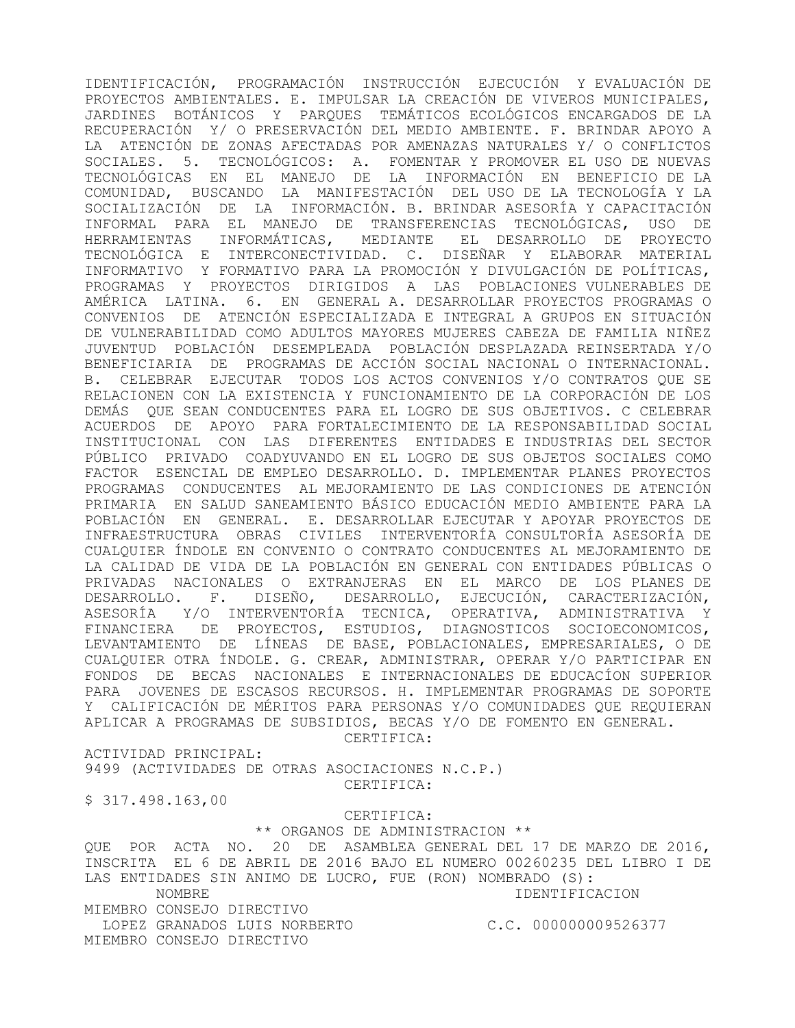IDENTIFICACIÓN, PROGRAMACIÓN INSTRUCCIÓN EJECUCIÓN Y EVALUACIÓN DE PROYECTOS AMBIENTALES. E. IMPULSAR LA CREACIÓN DE VIVEROS MUNICIPALES, JARDINES BOTÁNICOS Y PARQUES TEMÁTICOS ECOLÓGICOS ENCARGADOS DE LA RECUPERACIÓN Y/ O PRESERVACIÓN DEL MEDIO AMBIENTE. F. BRINDAR APOYO A LA ATENCIÓN DE ZONAS AFECTADAS POR AMENAZAS NATURALES Y/ O CONFLICTOS SOCIALES. 5. TECNOLÓGICOS: A. FOMENTAR Y PROMOVER EL USO DE NUEVAS TECNOLÓGICAS EN EL MANEJO DE LA INFORMACIÓN EN BENEFICIO DE LA COMUNIDAD, BUSCANDO LA MANIFESTACIÓN DEL USO DE LA TECNOLOGÍA Y LA SOCIALIZACIÓN DE LA INFORMACIÓN. B. BRINDAR ASESORÍA Y CAPACITACIÓN INFORMAL PARA EL MANEJO DE TRANSFERENCIAS TECNOLÓGICAS, USO DE HERRAMIENTAS INFORMÁTICAS, MEDIANTE EL DESARROLLO DE PROYECTO TECNOLÓGICA E INTERCONECTIVIDAD. C. DISEÑAR Y ELABORAR MATERIAL INFORMATIVO Y FORMATIVO PARA LA PROMOCIÓN Y DIVULGACIÓN DE POLÍTICAS, PROGRAMAS Y PROYECTOS DIRIGIDOS A LAS POBLACIONES VULNERABLES DE AMÉRICA LATINA. 6. EN GENERAL A. DESARROLLAR PROYECTOS PROGRAMAS O CONVENIOS DE ATENCIÓN ESPECIALIZADA E INTEGRAL A GRUPOS EN SITUACIÓN DE VULNERABILIDAD COMO ADULTOS MAYORES MUJERES CABEZA DE FAMILIA NIÑEZ JUVENTUD POBLACIÓN DESEMPLEADA POBLACIÓN DESPLAZADA REINSERTADA Y/O BENEFICIARIA DE PROGRAMAS DE ACCIÓN SOCIAL NACIONAL O INTERNACIONAL. B. CELEBRAR EJECUTAR TODOS LOS ACTOS CONVENIOS Y/O CONTRATOS QUE SE RELACIONEN CON LA EXISTENCIA Y FUNCIONAMIENTO DE LA CORPORACIÓN DE LOS DEMÁS QUE SEAN CONDUCENTES PARA EL LOGRO DE SUS OBJETIVOS. C CELEBRAR ACUERDOS DE APOYO PARA FORTALECIMIENTO DE LA RESPONSABILIDAD SOCIAL INSTITUCIONAL CON LAS DIFERENTES ENTIDADES E INDUSTRIAS DEL SECTOR PÚBLICO PRIVADO COADYUVANDO EN EL LOGRO DE SUS OBJETOS SOCIALES COMO FACTOR ESENCIAL DE EMPLEO DESARROLLO. D. IMPLEMENTAR PLANES PROYECTOS PROGRAMAS CONDUCENTES AL MEJORAMIENTO DE LAS CONDICIONES DE ATENCIÓN PRIMARIA EN SALUD SANEAMIENTO BÁSICO EDUCACIÓN MEDIO AMBIENTE PARA LA POBLACIÓN EN GENERAL. E. DESARROLLAR EJECUTAR Y APOYAR PROYECTOS DE INFRAESTRUCTURA OBRAS CIVILES INTERVENTORÍA CONSULTORÍA ASESORÍA DE CUALQUIER ÍNDOLE EN CONVENIO O CONTRATO CONDUCENTES AL MEJORAMIENTO DE LA CALIDAD DE VIDA DE LA POBLACIÓN EN GENERAL CON ENTIDADES PÚBLICAS O PRIVADAS NACIONALES O EXTRANJERAS EN EL MARCO DE LOS PLANES DE DESARROLLO. F. DISEÑO, DESARROLLO, EJECUCIÓN, CARACTERIZACIÓN, ASESORÍA Y/O INTERVENTORÍA TECNICA, OPERATIVA, ADMINISTRATIVA Y FINANCIERA DE PROYECTOS, ESTUDIOS, DIAGNOSTICOS SOCIOECONOMICOS, LEVANTAMIENTO DE LÍNEAS DE BASE, POBLACIONALES, EMPRESARIALES, O DE CUALQUIER OTRA ÍNDOLE. G. CREAR, ADMINISTRAR, OPERAR Y/O PARTICIPAR EN FONDOS DE BECAS NACIONALES E INTERNACIONALES DE EDUCACÍON SUPERIOR PARA JOVENES DE ESCASOS RECURSOS. H. IMPLEMENTAR PROGRAMAS DE SOPORTE Y CALIFICACIÓN DE MÉRITOS PARA PERSONAS Y/O COMUNIDADES QUE REQUIERAN APLICAR A PROGRAMAS DE SUBSIDIOS, BECAS Y/O DE FOMENTO EN GENERAL.

CERTIFICA:

ACTIVIDAD PRINCIPAL:
9499 (ACTIVIDADES DE OTRAS ASOCIACIONES N.C.P.)

CERTIFICA:

$ 317.498.163,00

CERTIFICA:

** ORGANOS DE ADMINISTRACION **

QUE POR ACTA NO. 20 DE ASAMBLEA GENERAL DEL 17 DE MARZO DE 2016, INSCRITA EL 6 DE ABRIL DE 2016 BAJO EL NUMERO 00260235 DEL LIBRO I DE LAS ENTIDADES SIN ANIMO DE LUCRO, FUE (RON) NOMBRADO (S):

| NOMBRE | IDENTIFICACION |
|---|---|
| MIEMBRO CONSEJO DIRECTIVO | |
| LOPEZ GRANADOS LUIS NORBERTO | C.C. 000000009526377 |
| MIEMBRO CONSEJO DIRECTIVO | |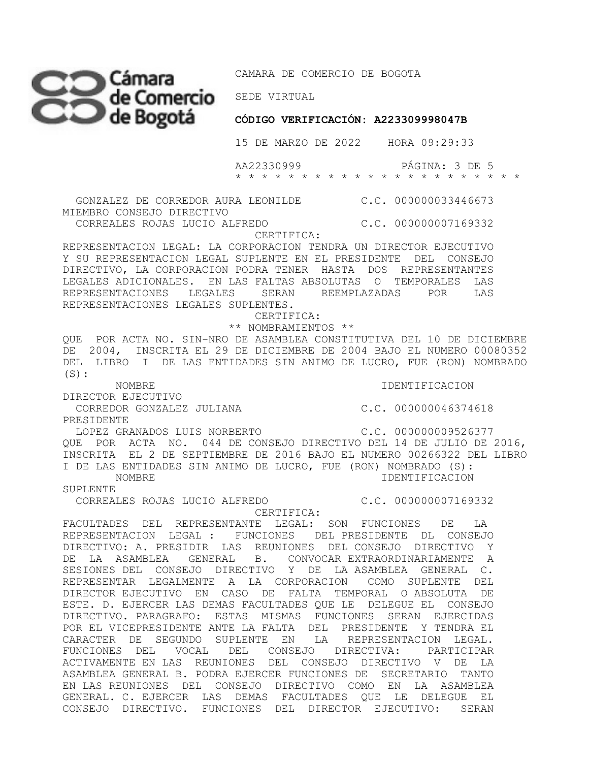GONZALEZ DE CORREDOR AURA LEONILDE C.C. 000000033446673

MIEMBRO CONSEJO DIRECTIVO

CORREALES ROJAS LUCIO ALFREDO C.C. 000000007169332

CERTIFICA:

REPRESENTACION LEGAL: LA CORPORACION TENDRA UN DIRECTOR EJECUTIVO Y SU REPRESENTACION LEGAL SUPLENTE EN EL PRESIDENTE DEL CONSEJO DIRECTIVO, LA CORPORACION PODRA TENER HASTA DOS REPRESENTANTES LEGALES ADICIONALES. EN LAS FALTAS ABSOLUTAS O TEMPORALES LAS REPRESENTACIONES LEGALES SERAN REEMPLAZADAS POR LAS REPRESENTACIONES LEGALES SUPLENTES.

CERTIFICA:

** NOMBRAMIENTOS **

QUE POR ACTA NO. SIN-NRO DE ASAMBLEA CONSTITUTIVA DEL 10 DE DICIEMBRE DE 2004, INSCRITA EL 29 DE DICIEMBRE DE 2004 BAJO EL NUMERO 00080352 DEL LIBRO I DE LAS ENTIDADES SIN ANIMO DE LUCRO, FUE (RON) NOMBRADO (S):

| NOMBRE | IDENTIFICACION |
|---|---|
| DIRECTOR EJECUTIVO | |
| CORREDOR GONZALEZ JULIANA | C.C. 000000046374618 |
| PRESIDENTE | |
| LOPEZ GRANADOS LUIS NORBERTO | C.C. 000000009526377 |

QUE POR ACTA NO. 044 DE CONSEJO DIRECTIVO DEL 14 DE JULIO DE 2016, INSCRITA EL 2 DE SEPTIEMBRE DE 2016 BAJO EL NUMERO 00266322 DEL LIBRO I DE LAS ENTIDADES SIN ANIMO DE LUCRO, FUE (RON) NOMBRADO (S):

| NOMBRE | IDENTIFICACION |
|---|---|
| SUPLENTE | |
| CORREALES ROJAS LUCIO ALFREDO | C.C. 000000007169332 |

CERTIFICA:

FACULTADES DEL REPRESENTANTE LEGAL: SON FUNCIONES DE LA REPRESENTACION LEGAL : FUNCIONES DEL PRESIDENTE DL CONSEJO DIRECTIVO: A. PRESIDIR LAS REUNIONES DEL CONSEJO DIRECTIVO Y DE LA ASAMBLEA GENERAL B. CONVOCAR EXTRAORDINARIAMENTE A SESIONES DEL CONSEJO DIRECTIVO Y DE LA ASAMBLEA GENERAL C. REPRESENTAR LEGALMENTE A LA CORPORACION COMO SUPLENTE DEL DIRECTOR EJECUTIVO EN CASO DE FALTA TEMPORAL O ABSOLUTA DE ESTE. D. EJERCER LAS DEMAS FACULTADES QUE LE DELEGUE EL CONSEJO DIRECTIVO. PARAGRAFO: ESTAS MISMAS FUNCIONES SERAN EJERCIDAS POR EL VICEPRESIDENTE ANTE LA FALTA DEL PRESIDENTE Y TENDRA EL CARACTER DE SEGUNDO SUPLENTE EN LA REPRESENTACION LEGAL. FUNCIONES DEL VOCAL DEL CONSEJO DIRECTIVA: PARTICIPAR ACTIVAMENTE EN LAS REUNIONES DEL CONSEJO DIRECTIVO V DE LA ASAMBLEA GENERAL B. PODRA EJERCER FUNCIONES DE SECRETARIO TANTO EN LAS REUNIONES DEL CONSEJO DIRECTIVO COMO EN LA ASAMBLEA GENERAL. C. EJERCER LAS DEMAS FACULTADES QUE LE DELEGUE EL CONSEJO DIRECTIVO. FUNCIONES DEL DIRECTOR EJECUTIVO: SERAN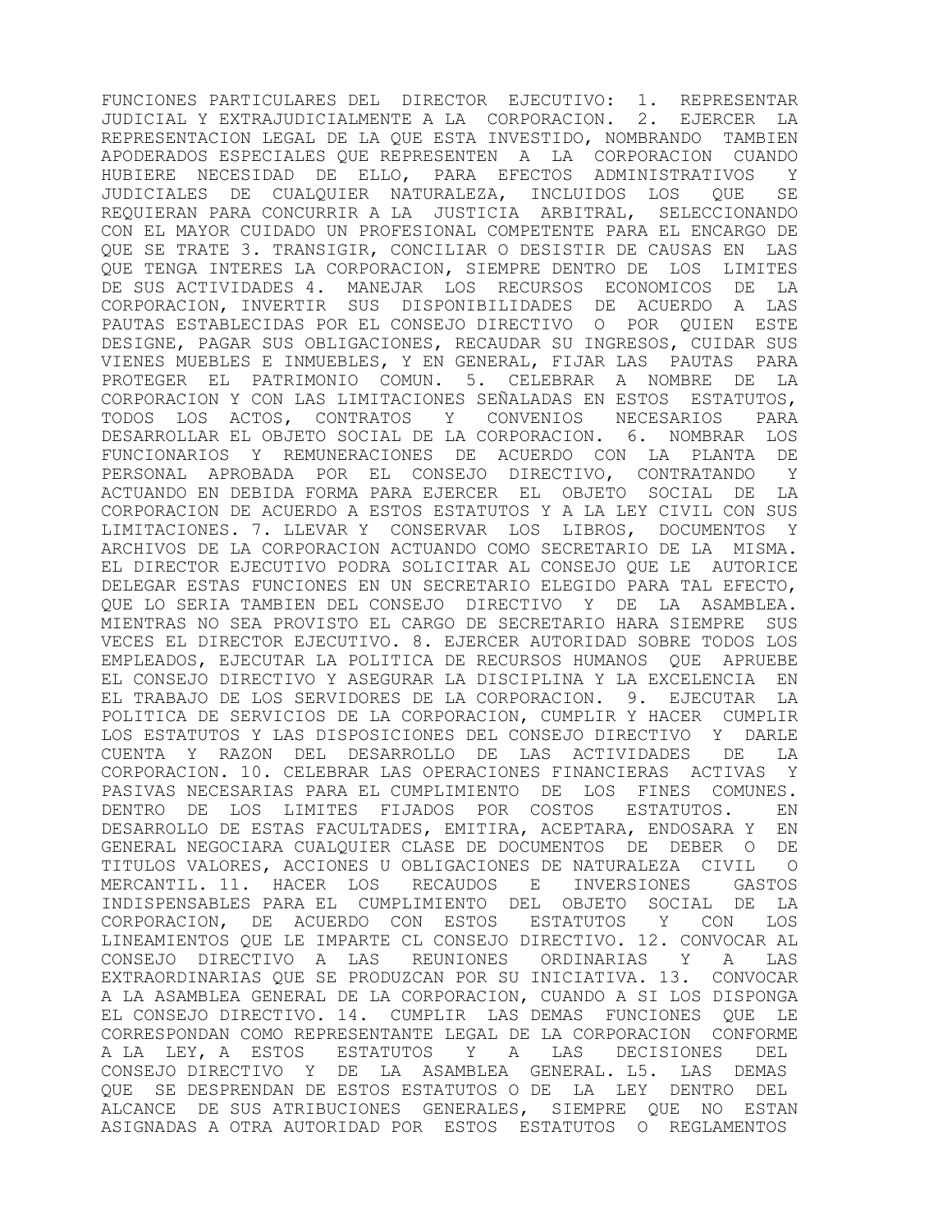FUNCIONES PARTICULARES DEL DIRECTOR EJECUTIVO: 1. REPRESENTAR JUDICIAL Y EXTRAJUDICIALMENTE A LA CORPORACION. 2. EJERCER LA REPRESENTACION LEGAL DE LA QUE ESTA INVESTIDO, NOMBRANDO TAMBIEN APODERADOS ESPECIALES QUE REPRESENTEN A LA CORPORACION CUANDO HUBIERE NECESIDAD DE ELLO, PARA EFECTOS ADMINISTRATIVOS Y JUDICIALES DE CUALQUIER NATURALEZA, INCLUIDOS LOS QUE SE REQUIERAN PARA CONCURRIR A LA JUSTICIA ARBITRAL, SELECCIONANDO CON EL MAYOR CUIDADO UN PROFESIONAL COMPETENTE PARA EL ENCARGO DE QUE SE TRATE 3. TRANSIGIR, CONCILIAR O DESISTIR DE CAUSAS EN LAS QUE TENGA INTERES LA CORPORACION, SIEMPRE DENTRO DE LOS LIMITES DE SUS ACTIVIDADES 4. MANEJAR LOS RECURSOS ECONOMICOS DE LA CORPORACION, INVERTIR SUS DISPONIBILIDADES DE ACUERDO A LAS PAUTAS ESTABLECIDAS POR EL CONSEJO DIRECTIVO O POR QUIEN ESTE DESIGNE, PAGAR SUS OBLIGACIONES, RECAUDAR SU INGRESOS, CUIDAR SUS VIENES MUEBLES E INMUEBLES, Y EN GENERAL, FIJAR LAS PAUTAS PARA PROTEGER EL PATRIMONIO COMUN. 5. CELEBRAR A NOMBRE DE LA CORPORACION Y CON LAS LIMITACIONES SEÑALADAS EN ESTOS ESTATUTOS, TODOS LOS ACTOS, CONTRATOS Y CONVENIOS NECESARIOS PARA DESARROLLAR EL OBJETO SOCIAL DE LA CORPORACION. 6. NOMBRAR LOS FUNCIONARIOS Y REMUNERACIONES DE ACUERDO CON LA PLANTA DE PERSONAL APROBADA POR EL CONSEJO DIRECTIVO, CONTRATANDO Y ACTUANDO EN DEBIDA FORMA PARA EJERCER EL OBJETO SOCIAL DE LA CORPORACION DE ACUERDO A ESTOS ESTATUTOS Y A LA LEY CIVIL CON SUS LIMITACIONES. 7. LLEVAR Y CONSERVAR LOS LIBROS, DOCUMENTOS Y ARCHIVOS DE LA CORPORACION ACTUANDO COMO SECRETARIO DE LA MISMA. EL DIRECTOR EJECUTIVO PODRA SOLICITAR AL CONSEJO QUE LE AUTORICE DELEGAR ESTAS FUNCIONES EN UN SECRETARIO ELEGIDO PARA TAL EFECTO, QUE LO SERIA TAMBIEN DEL CONSEJO DIRECTIVO Y DE LA ASAMBLEA. MIENTRAS NO SEA PROVISTO EL CARGO DE SECRETARIO HARA SIEMPRE SUS VECES EL DIRECTOR EJECUTIVO. 8. EJERCER AUTORIDAD SOBRE TODOS LOS EMPLEADOS, EJECUTAR LA POLITICA DE RECURSOS HUMANOS QUE APRUEBE EL CONSEJO DIRECTIVO Y ASEGURAR LA DISCIPLINA Y LA EXCELENCIA EN EL TRABAJO DE LOS SERVIDORES DE LA CORPORACION. 9. EJECUTAR LA POLITICA DE SERVICIOS DE LA CORPORACION, CUMPLIR Y HACER CUMPLIR LOS ESTATUTOS Y LAS DISPOSICIONES DEL CONSEJO DIRECTIVO Y DARLE CUENTA Y RAZON DEL DESARROLLO DE LAS ACTIVIDADES DE LA CORPORACION. 10. CELEBRAR LAS OPERACIONES FINANCIERAS ACTIVAS Y PASIVAS NECESARIAS PARA EL CUMPLIMIENTO DE LOS FINES COMUNES. DENTRO DE LOS LIMITES FIJADOS POR COSTOS ESTATUTOS. EN DESARROLLO DE ESTAS FACULTADES, EMITIRA, ACEPTARA, ENDOSARA Y EN GENERAL NEGOCIARA CUALQUIER CLASE DE DOCUMENTOS DE DEBER O DE TITULOS VALORES, ACCIONES U OBLIGACIONES DE NATURALEZA CIVIL O MERCANTIL. 11. HACER LOS RECAUDOS E INVERSIONES GASTOS INDISPENSABLES PARA EL CUMPLIMIENTO DEL OBJETO SOCIAL DE LA CORPORACION, DE ACUERDO CON ESTOS ESTATUTOS Y CON LOS LINEAMIENTOS QUE LE IMPARTE CL CONSEJO DIRECTIVO. 12. CONVOCAR AL CONSEJO DIRECTIVO A LAS REUNIONES ORDINARIAS Y A LAS EXTRAORDINARIAS QUE SE PRODUZCAN POR SU INICIATIVA. 13. CONVOCAR A LA ASAMBLEA GENERAL DE LA CORPORACION, CUANDO A SI LOS DISPONGA EL CONSEJO DIRECTIVO. 14. CUMPLIR LAS DEMAS FUNCIONES QUE LE CORRESPONDAN COMO REPRESENTANTE LEGAL DE LA CORPORACION CONFORME A LA LEY, A ESTOS ESTATUTOS Y A LAS DECISIONES DEL CONSEJO DIRECTIVO Y DE LA ASAMBLEA GENERAL. L5. LAS DEMAS QUE SE DESPRENDAN DE ESTOS ESTATUTOS O DE LA LEY DENTRO DEL ALCANCE DE SUS ATRIBUCIONES GENERALES, SIEMPRE QUE NO ESTAN ASIGNADAS A OTRA AUTORIDAD POR ESTOS ESTATUTOS O REGLAMENTOS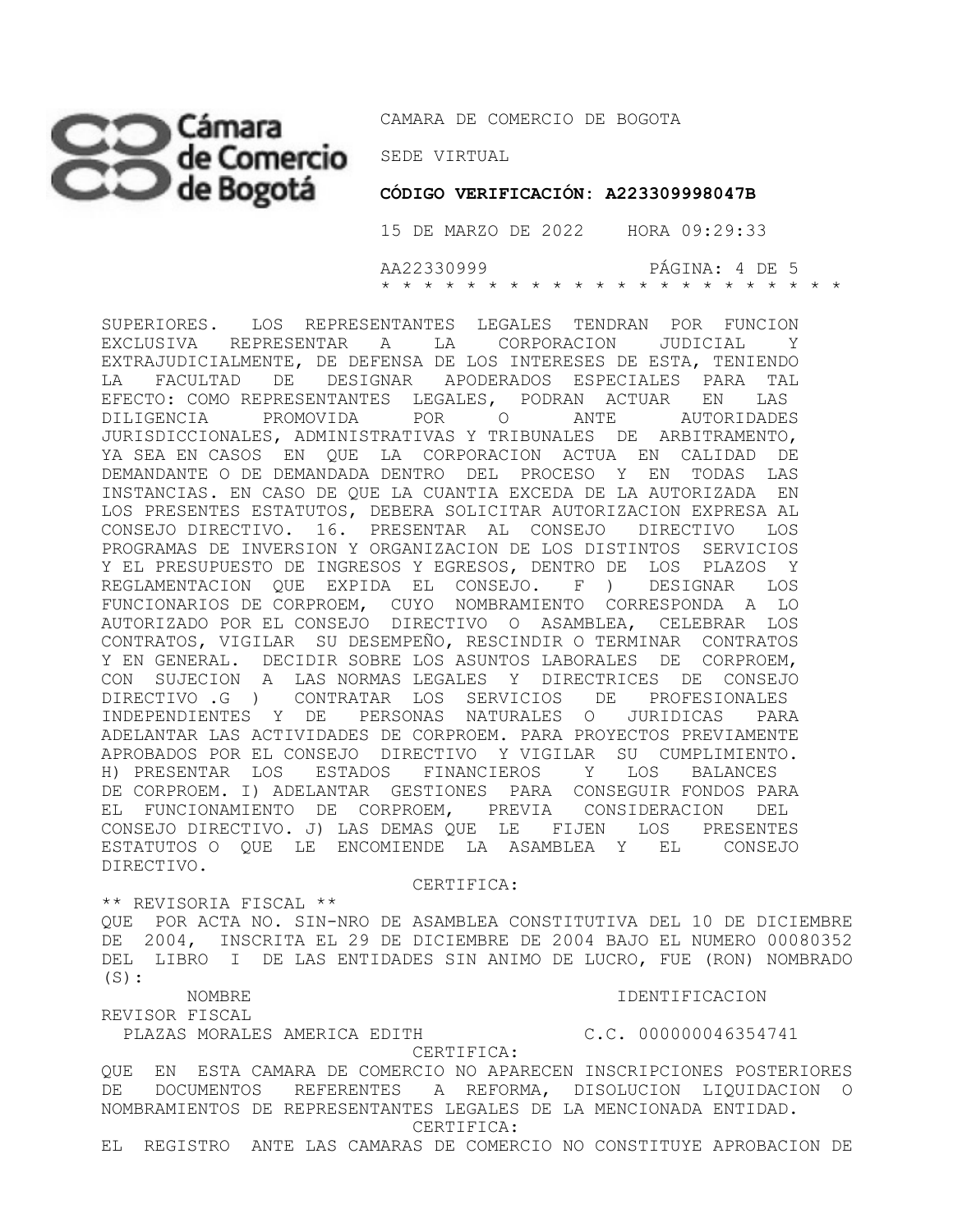SUPERIORES. LOS REPRESENTANTES LEGALES TENDRAN POR FUNCION EXCLUSIVA REPRESENTAR A LA CORPORACION JUDICIAL Y EXTRAJUDICIALMENTE, DE DEFENSA DE LOS INTERESES DE ESTA, TENIENDO LA FACULTAD DE DESIGNAR APODERADOS ESPECIALES PARA TAL EFECTO: COMO REPRESENTANTES LEGALES, PODRAN ACTUAR EN LAS DILIGENCIA PROMOVIDA POR O ANTE AUTORIDADES JURISDICCIONALES, ADMINISTRATIVAS Y TRIBUNALES DE ARBITRAMENTO, YA SEA EN CASOS EN QUE LA CORPORACION ACTUA EN CALIDAD DE DEMANDANTE O DE DEMANDADA DENTRO DEL PROCESO Y EN TODAS LAS INSTANCIAS. EN CASO DE QUE LA CUANTIA EXCEDA DE LA AUTORIZADA EN LOS PRESENTES ESTATUTOS, DEBERA SOLICITAR AUTORIZACION EXPRESA AL CONSEJO DIRECTIVO. 16. PRESENTAR AL CONSEJO DIRECTIVO LOS PROGRAMAS DE INVERSION Y ORGANIZACION DE LOS DISTINTOS SERVICIOS Y EL PRESUPUESTO DE INGRESOS Y EGRESOS, DENTRO DE LOS PLAZOS Y REGLAMENTACION QUE EXPIDA EL CONSEJO. F ) DESIGNAR LOS FUNCIONARIOS DE CORPROEM, CUYO NOMBRAMIENTO CORRESPONDA A LO AUTORIZADO POR EL CONSEJO DIRECTIVO O ASAMBLEA, CELEBRAR LOS CONTRATOS, VIGILAR SU DESEMPEÑO, RESCINDIR O TERMINAR CONTRATOS Y EN GENERAL. DECIDIR SOBRE LOS ASUNTOS LABORALES DE CORPROEM, CON SUJECION A LAS NORMAS LEGALES Y DIRECTRICES DE CONSEJO DIRECTIVO .G ) CONTRATAR LOS SERVICIOS DE PROFESIONALES INDEPENDIENTES Y DE PERSONAS NATURALES O JURIDICAS PARA ADELANTAR LAS ACTIVIDADES DE CORPROEM. PARA PROYECTOS PREVIAMENTE APROBADOS POR EL CONSEJO DIRECTIVO Y VIGILAR SU CUMPLIMIENTO. H) PRESENTAR LOS ESTADOS FINANCIEROS Y LOS BALANCES DE CORPROEM. I) ADELANTAR GESTIONES PARA CONSEGUIR FONDOS PARA EL FUNCIONAMIENTO DE CORPROEM, PREVIA CONSIDERACION DEL CONSEJO DIRECTIVO. J) LAS DEMAS QUE LE FIJEN LOS PRESENTES ESTATUTOS O QUE LE ENCOMIENDE LA ASAMBLEA Y EL CONSEJO DIRECTIVO.

CERTIFICA:

** REVISORIA FISCAL **

QUE POR ACTA NO. SIN-NRO DE ASAMBLEA CONSTITUTIVA DEL 10 DE DICIEMBRE DE 2004, INSCRITA EL 29 DE DICIEMBRE DE 2004 BAJO EL NUMERO 00080352 DEL LIBRO I DE LAS ENTIDADES SIN ANIMO DE LUCRO, FUE (RON) NOMBRADO (S):

| NOMBRE | IDENTIFICACION |
|---|---|
| REVISOR FISCAL | |
| PLAZAS MORALES AMERICA EDITH | C.C. 000000046354741 |

CERTIFICA:

QUE EN ESTA CAMARA DE COMERCIO NO APARECEN INSCRIPCIONES POSTERIORES DE DOCUMENTOS REFERENTES A REFORMA, DISOLUCION LIQUIDACION O NOMBRAMIENTOS DE REPRESENTANTES LEGALES DE LA MENCIONADA ENTIDAD.

CERTIFICA:

EL REGISTRO ANTE LAS CAMARAS DE COMERCIO NO CONSTITUYE APROBACION DE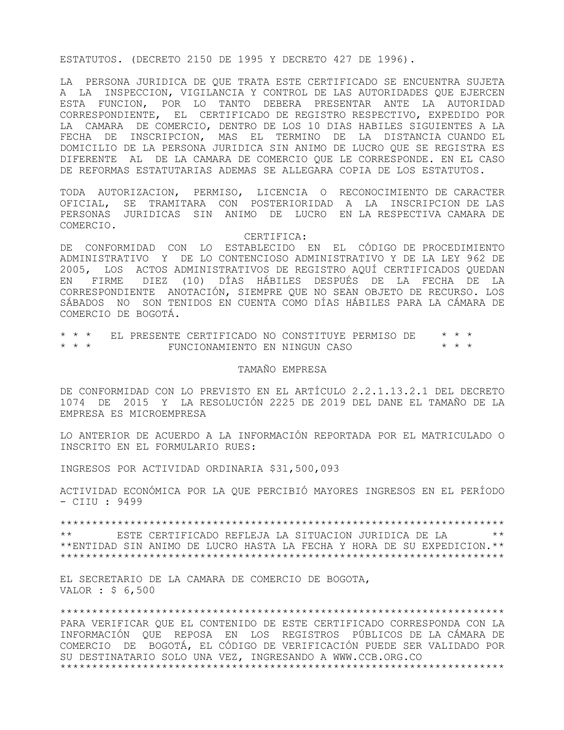ESTATUTOS. (DECRETO 2150 DE 1995 Y DECRETO 427 DE 1996).

LA PERSONA JURIDICA DE QUE TRATA ESTE CERTIFICADO SE ENCUENTRA SUJETA A LA INSPECCION, VIGILANCIA Y CONTROL DE LAS AUTORIDADES QUE EJERCEN ESTA FUNCION, POR LO TANTO DEBERA PRESENTAR ANTE LA AUTORIDAD CORRESPONDIENTE, EL CERTIFICADO DE REGISTRO RESPECTIVO, EXPEDIDO POR LA CAMARA DE COMERCIO, DENTRO DE LOS 10 DIAS HABILES SIGUIENTES A LA FECHA DE INSCRIPCION, MAS EL TERMINO DE LA DISTANCIA CUANDO EL DOMICILIO DE LA PERSONA JURIDICA SIN ANIMO DE LUCRO QUE SE REGISTRA ES DIFERENTE AL DE LA CAMARA DE COMERCIO QUE LE CORRESPONDE. EN EL CASO DE REFORMAS ESTATUTARIAS ADEMAS SE ALLEGARA COPIA DE LOS ESTATUTOS.

TODA AUTORIZACION, PERMISO, LICENCIA O RECONOCIMIENTO DE CARACTER OFICIAL, SE TRAMITARA CON POSTERIORIDAD A LA INSCRIPCION DE LAS PERSONAS JURIDICAS SIN ANIMO DE LUCRO EN LA RESPECTIVA CAMARA DE COMERCIO.

CERTIFICA:

DE CONFORMIDAD CON LO ESTABLECIDO EN EL CÓDIGO DE PROCEDIMIENTO ADMINISTRATIVO Y DE LO CONTENCIOSO ADMINISTRATIVO Y DE LA LEY 962 DE 2005, LOS ACTOS ADMINISTRATIVOS DE REGISTRO AQUÍ CERTIFICADOS QUEDAN EN FIRME DIEZ (10) DÍAS HÁBILES DESPUÉS DE LA FECHA DE LA CORRESPONDIENTE ANOTACIÓN, SIEMPRE QUE NO SEAN OBJETO DE RECURSO. LOS SÁBADOS NO SON TENIDOS EN CUENTA COMO DÍAS HÁBILES PARA LA CÁMARA DE COMERCIO DE BOGOTÁ.

\* \* \* EL PRESENTE CERTIFICADO NO CONSTITUYE PERMISO DE \* \* \*
\* \* \* FUNCIONAMIENTO EN NINGUN CASO \* \* \*

TAMAÑO EMPRESA

DE CONFORMIDAD CON LO PREVISTO EN EL ARTÍCULO 2.2.1.13.2.1 DEL DECRETO 1074 DE 2015 Y LA RESOLUCIÓN 2225 DE 2019 DEL DANE EL TAMAÑO DE LA EMPRESA ES MICROEMPRESA

LO ANTERIOR DE ACUERDO A LA INFORMACIÓN REPORTADA POR EL MATRICULADO O INSCRITO EN EL FORMULARIO RUES:

INGRESOS POR ACTIVIDAD ORDINARIA $31,500,093

ACTIVIDAD ECONÓMICA POR LA QUE PERCIBIÓ MAYORES INGRESOS EN EL PERÍODO - CIIU : 9499

\*\*\*\*\*\*\*\*\*\*\*\*\*\*\*\*\*\*\*\*\*\*\*\*\*\*\*\*\*\*\*\*\*\*\*\*\*\*\*\*\*\*\*\*\*\*\*\*\*\*\*\*\*\*\*\*\*\*\*\*\*\*\*\*\*\*\*\*\*\*
\*\* ESTE CERTIFICADO REFLEJA LA SITUACION JURIDICA DE LA \*\*
\*\*ENTIDAD SIN ANIMO DE LUCRO HASTA LA FECHA Y HORA DE SU EXPEDICION.\*\*
\*\*\*\*\*\*\*\*\*\*\*\*\*\*\*\*\*\*\*\*\*\*\*\*\*\*\*\*\*\*\*\*\*\*\*\*\*\*\*\*\*\*\*\*\*\*\*\*\*\*\*\*\*\*\*\*\*\*\*\*\*\*\*\*\*\*\*\*\*\*

EL SECRETARIO DE LA CAMARA DE COMERCIO DE BOGOTA,
VALOR : $ 6,500

\*\*\*\*\*\*\*\*\*\*\*\*\*\*\*\*\*\*\*\*\*\*\*\*\*\*\*\*\*\*\*\*\*\*\*\*\*\*\*\*\*\*\*\*\*\*\*\*\*\*\*\*\*\*\*\*\*\*\*\*\*\*\*\*\*\*\*\*\*\*
PARA VERIFICAR QUE EL CONTENIDO DE ESTE CERTIFICADO CORRESPONDA CON LA INFORMACIÓN QUE REPOSA EN LOS REGISTROS PÚBLICOS DE LA CÁMARA DE COMERCIO DE BOGOTÁ, EL CÓDIGO DE VERIFICACIÓN PUEDE SER VALIDADO POR SU DESTINATARIO SOLO UNA VEZ, INGRESANDO A WWW.CCB.ORG.CO
\*\*\*\*\*\*\*\*\*\*\*\*\*\*\*\*\*\*\*\*\*\*\*\*\*\*\*\*\*\*\*\*\*\*\*\*\*\*\*\*\*\*\*\*\*\*\*\*\*\*\*\*\*\*\*\*\*\*\*\*\*\*\*\*\*\*\*\*\*\*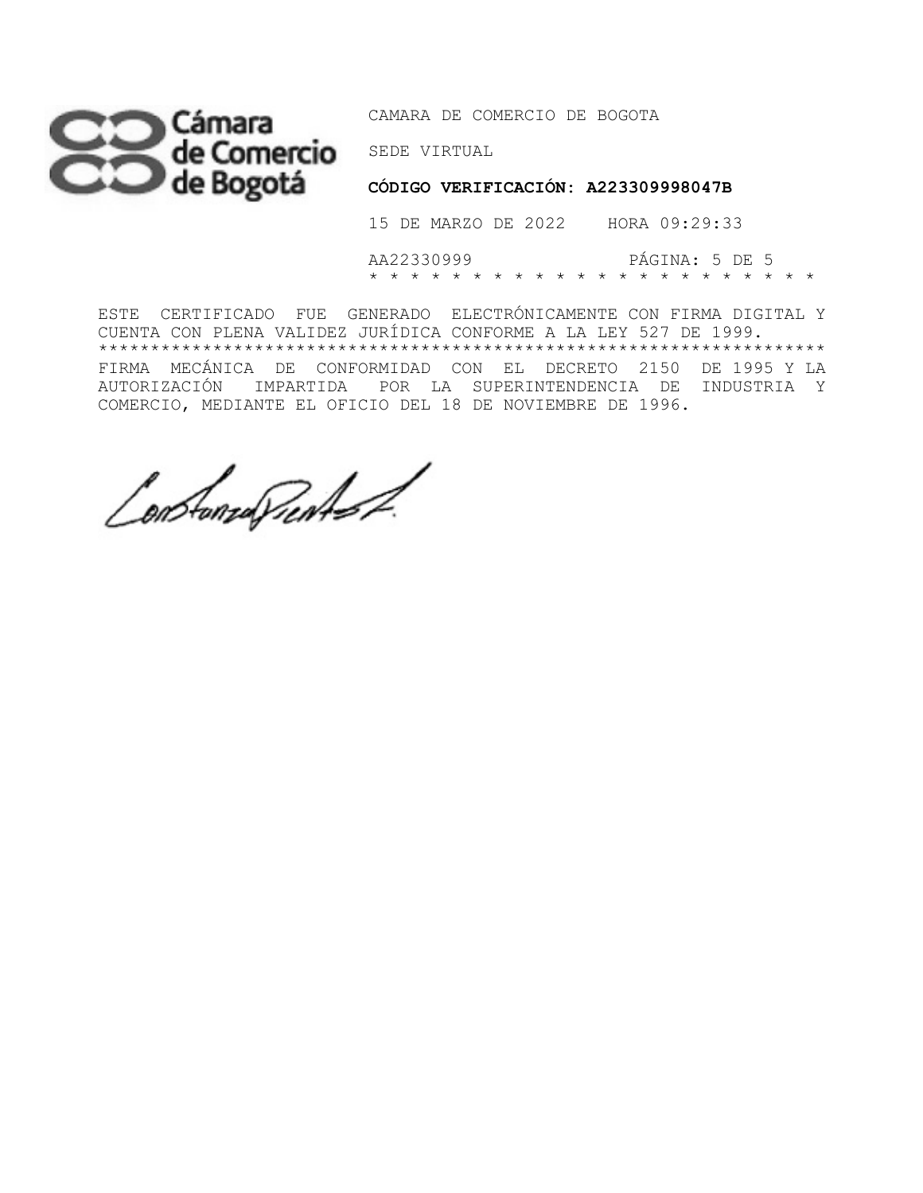ESTE CERTIFICADO FUE GENERADO ELECTRÓNICAMENTE CON FIRMA DIGITAL Y CUENTA CON PLENA VALIDEZ JURÍDICA CONFORME A LA LEY 527 DE 1999.

*********************************************************************

FIRMA MECÁNICA DE CONFORMIDAD CON EL DECRETO 2150 DE 1995 Y LA AUTORIZACIÓN IMPARTIDA POR LA SUPERINTENDENCIA DE INDUSTRIA Y COMERCIO, MEDIANTE EL OFICIO DEL 18 DE NOVIEMBRE DE 1996.